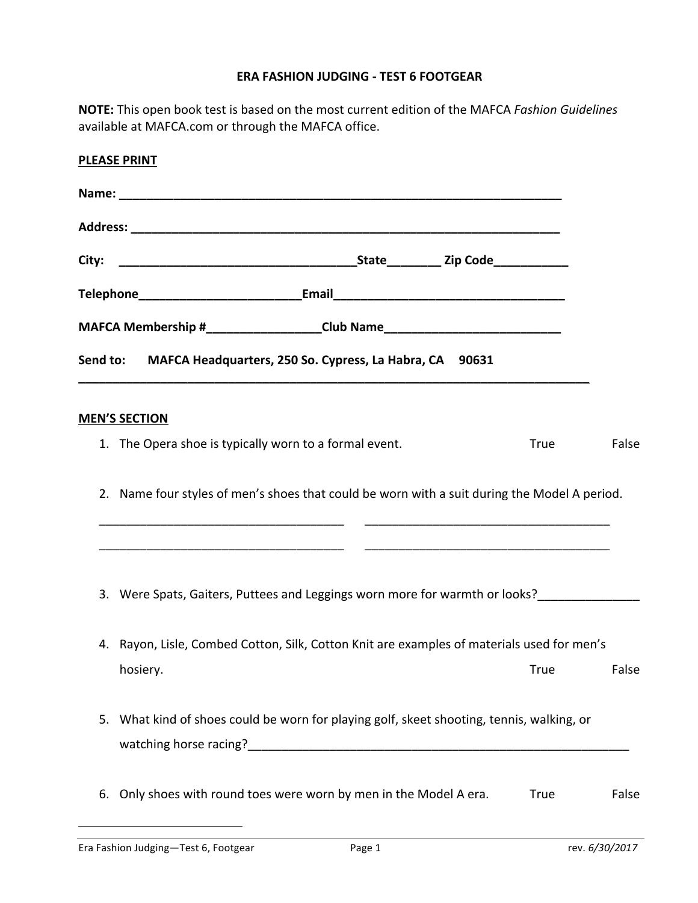# ERA FASHION JUDGING - TEST 6 FOOTGEAR

**NOTE:** This open book test is based on the most current edition of the MAFCA *Fashion Guidelines* available at MAFCA.com or through the MAFCA office.

**PLEASE PRINT**

**Name:** ___________________________________________________________________

**Address:** _________________________________________________________________

**City:** ___________________________________State________ Zip Code___________

**Telephone**________________________**Email**__________________________________

**MAFCA Membership #**________________**Club Name**__________________________

**Send to: MAFCA Headquarters, 250 So. Cypress, La Habra, CA 90631**

---

**MEN'S SECTION**

1. The Opera shoe is typically worn to a formal event. True False

2. Name four styles of men's shoes that could be worn with a suit during the Model A period.

   ____________________________________ ____________________________________

   ____________________________________ ____________________________________

3. Were Spats, Gaiters, Puttees and Leggings worn more for warmth or looks?_______________

4. Rayon, Lisle, Combed Cotton, Silk, Cotton Knit are examples of materials used for men's hosiery. True False

5. What kind of shoes could be worn for playing golf, skeet shooting, tennis, walking, or watching horse racing?__________________________________________________________

6. Only shoes with round toes were worn by men in the Model A era. True False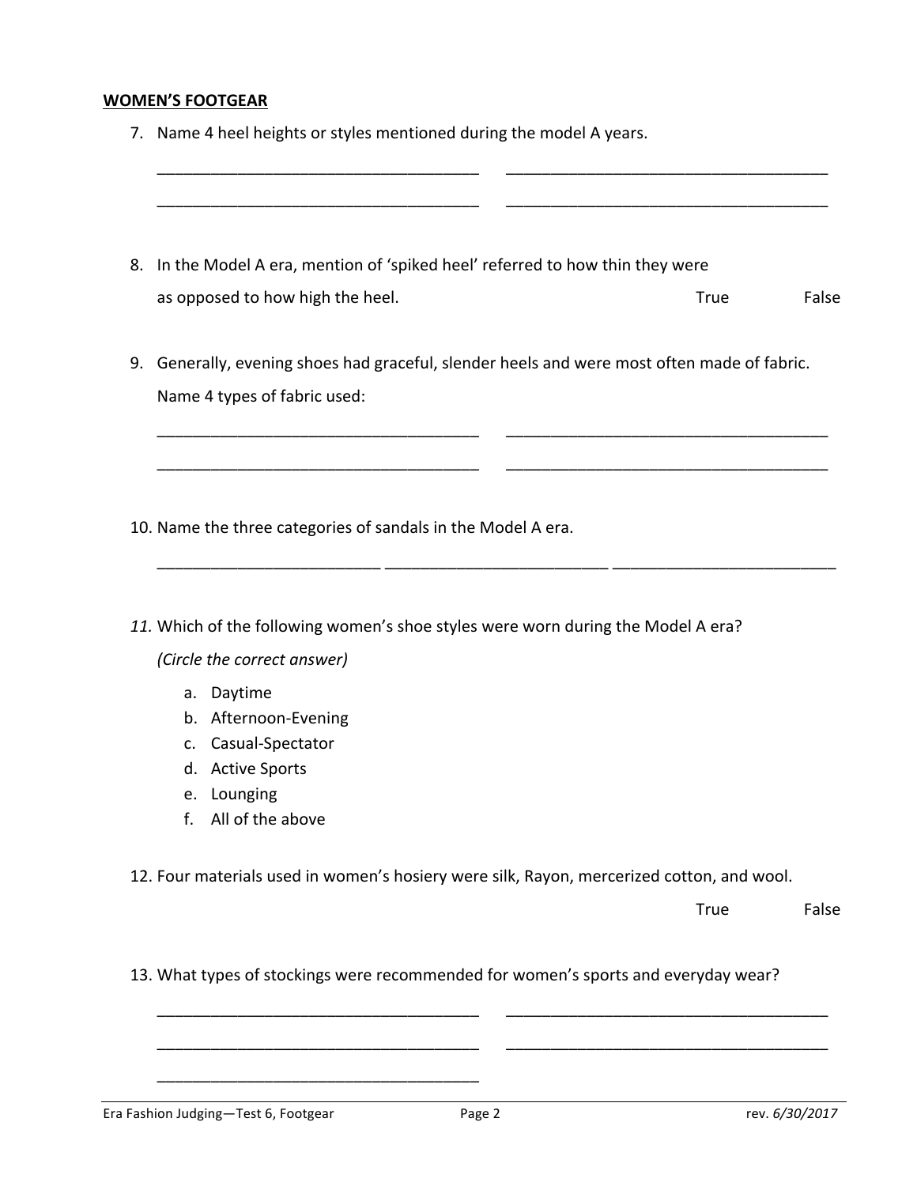**WOMEN'S FOOTGEAR**

7. Name 4 heel heights or styles mentioned during the model A years.

   ____________________________________ ____________________________________

   ____________________________________ ____________________________________

8. In the Model A era, mention of 'spiked heel' referred to how thin they were as opposed to how high the heel. True False

9. Generally, evening shoes had graceful, slender heels and were most often made of fabric. Name 4 types of fabric used:

   ____________________________________ ____________________________________

   ____________________________________ ____________________________________

10. Name the three categories of sandals in the Model A era.

    _________________________ _________________________ _________________________

11. Which of the following women's shoe styles were worn during the Model A era? *(Circle the correct answer)*

    a. Daytime
    b. Afternoon-Evening
    c. Casual-Spectator
    d. Active Sports
    e. Lounging
    f. All of the above

12. Four materials used in women's hosiery were silk, Rayon, mercerized cotton, and wool.

    True False

13. What types of stockings were recommended for women's sports and everyday wear?

    ____________________________________ ____________________________________

    ____________________________________ ____________________________________

    ____________________________________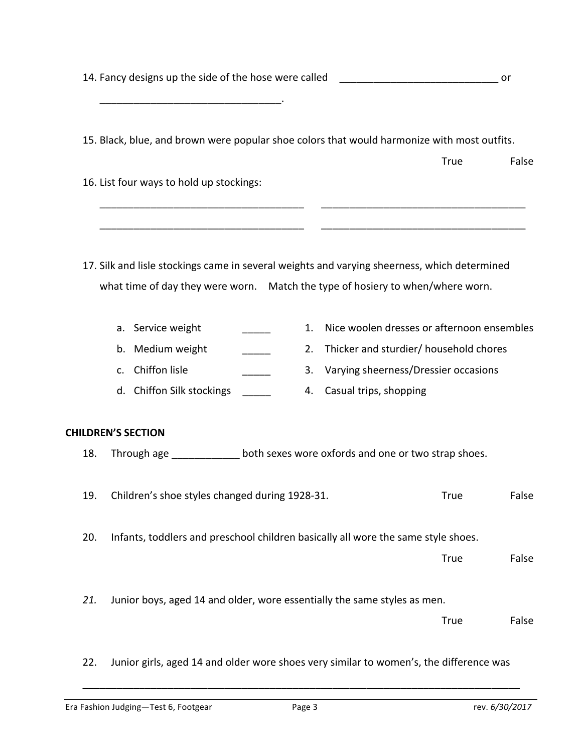14. Fancy designs up the side of the hose were called ____________________________ or ________________________________.

15. Black, blue, and brown were popular shoe colors that would harmonize with most outfits.

    True False

16. List four ways to hold up stockings:

    ____________________________________ ____________________________________

    ____________________________________ ____________________________________

17. Silk and lisle stockings came in several weights and varying sheerness, which determined what time of day they were worn. Match the type of hosiery to when/where worn.

| | | | |
|---|---|---|---|
| a. Service weight | _____ | 1. | Nice woolen dresses or afternoon ensembles |
| b. Medium weight | _____ | 2. | Thicker and sturdier/ household chores |
| c. Chiffon lisle | _____ | 3. | Varying sheerness/Dressier occasions |
| d. Chiffon Silk stockings | _____ | 4. | Casual trips, shopping |

**CHILDREN'S SECTION**

18. Through age ____________ both sexes wore oxfords and one or two strap shoes.

19. Children's shoe styles changed during 1928-31. True False

20. Infants, toddlers and preschool children basically all wore the same style shoes.

    True False

*21.* Junior boys, aged 14 and older, wore essentially the same styles as men.

    True False

22. Junior girls, aged 14 and older wore shoes very similar to women's, the difference was

    ________________________________________________________________________________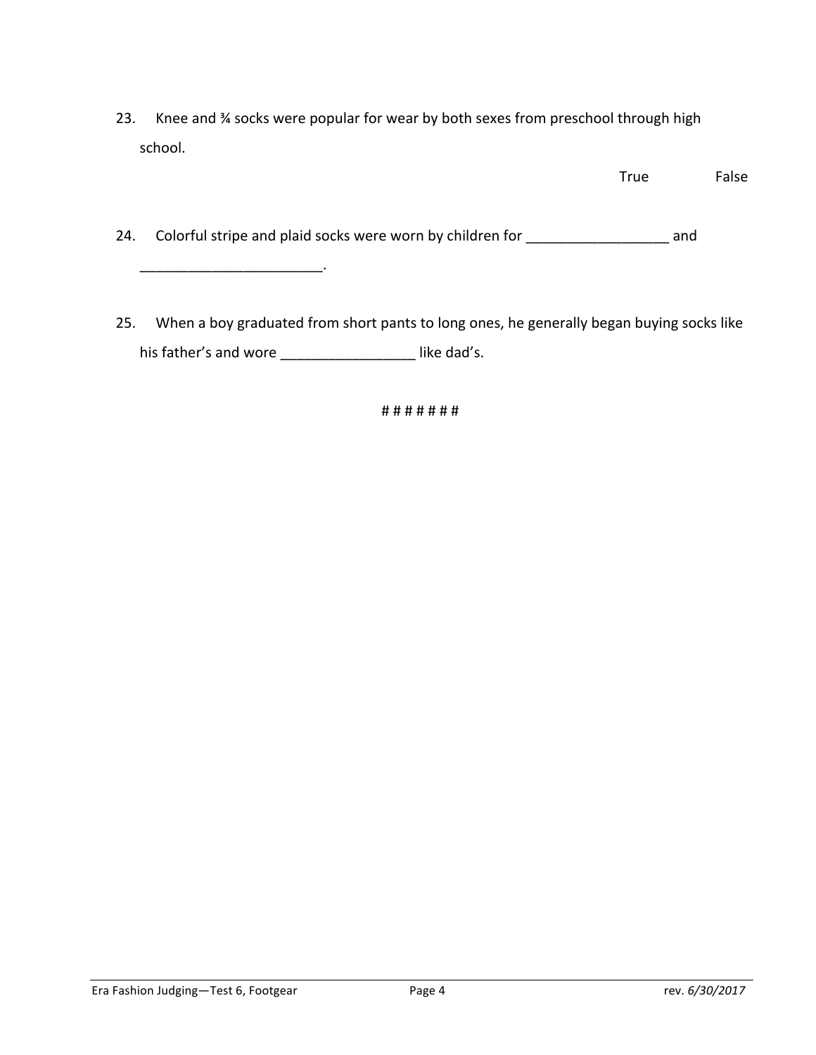23. Knee and ¾ socks were popular for wear by both sexes from preschool through high school.

True False

24. Colorful stripe and plaid socks were worn by children for __________________ and _______________________.

25. When a boy graduated from short pants to long ones, he generally began buying socks like his father's and wore _________________ like dad's.

# # # # # # #